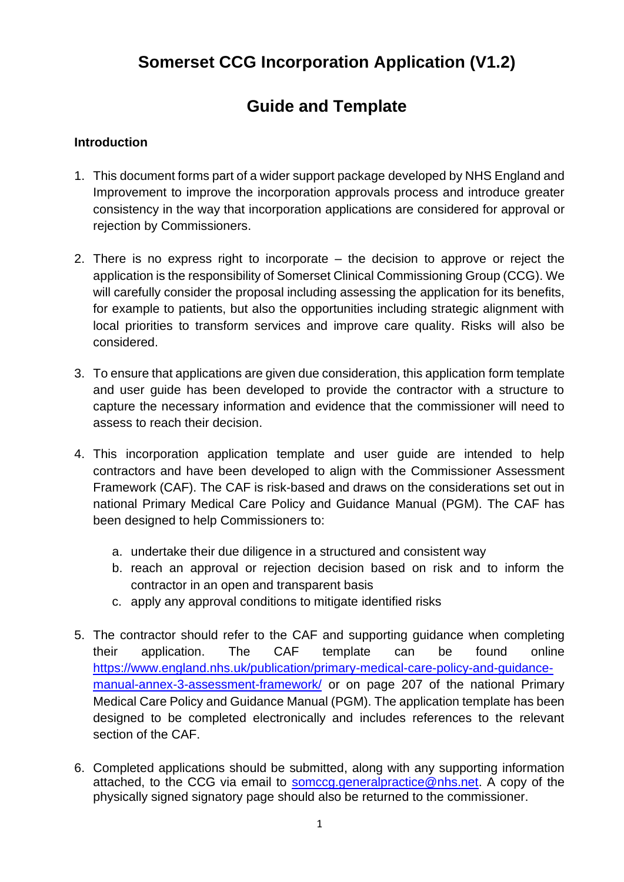# Somerset CCG Incorporation Application (V1.2)

# Guide and Template

**Introduction**

1. This document forms part of a wider support package developed by NHS England and Improvement to improve the incorporation approvals process and introduce greater consistency in the way that incorporation applications are considered for approval or rejection by Commissioners.

2. There is no express right to incorporate – the decision to approve or reject the application is the responsibility of Somerset Clinical Commissioning Group (CCG). We will carefully consider the proposal including assessing the application for its benefits, for example to patients, but also the opportunities including strategic alignment with local priorities to transform services and improve care quality. Risks will also be considered.

3. To ensure that applications are given due consideration, this application form template and user guide has been developed to provide the contractor with a structure to capture the necessary information and evidence that the commissioner will need to assess to reach their decision.

4. This incorporation application template and user guide are intended to help contractors and have been developed to align with the Commissioner Assessment Framework (CAF). The CAF is risk-based and draws on the considerations set out in national Primary Medical Care Policy and Guidance Manual (PGM). The CAF has been designed to help Commissioners to:

    a. undertake their due diligence in a structured and consistent way
    b. reach an approval or rejection decision based on risk and to inform the contractor in an open and transparent basis
    c. apply any approval conditions to mitigate identified risks

5. The contractor should refer to the CAF and supporting guidance when completing their application. The CAF template can be found online [https://www.england.nhs.uk/publication/primary-medical-care-policy-and-guidance-manual-annex-3-assessment-framework/](https://www.england.nhs.uk/publication/primary-medical-care-policy-and-guidance-manual-annex-3-assessment-framework/) or on page 207 of the national Primary Medical Care Policy and Guidance Manual (PGM). The application template has been designed to be completed electronically and includes references to the relevant section of the CAF.

6. Completed applications should be submitted, along with any supporting information attached, to the CCG via email to [somccg.generalpractice@nhs.net](mailto:somccg.generalpractice@nhs.net). A copy of the physically signed signatory page should also be returned to the commissioner.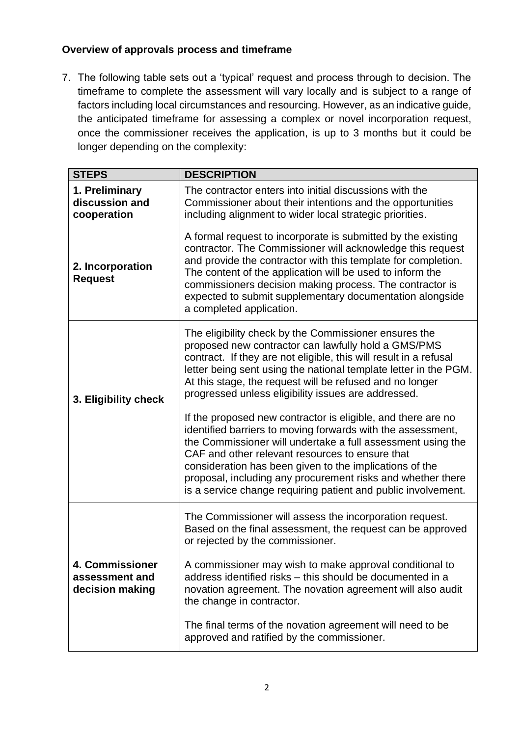**Overview of approvals process and timeframe**

7. The following table sets out a 'typical' request and process through to decision. The timeframe to complete the assessment will vary locally and is subject to a range of factors including local circumstances and resourcing. However, as an indicative guide, the anticipated timeframe for assessing a complex or novel incorporation request, once the commissioner receives the application, is up to 3 months but it could be longer depending on the complexity:

| STEPS | DESCRIPTION |
|---|---|
| **1. Preliminary discussion and cooperation** | The contractor enters into initial discussions with the Commissioner about their intentions and the opportunities including alignment to wider local strategic priorities. |
| **2. Incorporation Request** | A formal request to incorporate is submitted by the existing contractor. The Commissioner will acknowledge this request and provide the contractor with this template for completion. The content of the application will be used to inform the commissioners decision making process. The contractor is expected to submit supplementary documentation alongside a completed application. |
| **3. Eligibility check** | The eligibility check by the Commissioner ensures the proposed new contractor can lawfully hold a GMS/PMS contract. If they are not eligible, this will result in a refusal letter being sent using the national template letter in the PGM. At this stage, the request will be refused and no longer progressed unless eligibility issues are addressed.<br><br>If the proposed new contractor is eligible, and there are no identified barriers to moving forwards with the assessment, the Commissioner will undertake a full assessment using the CAF and other relevant resources to ensure that consideration has been given to the implications of the proposal, including any procurement risks and whether there is a service change requiring patient and public involvement. |
| **4. Commissioner assessment and decision making** | The Commissioner will assess the incorporation request. Based on the final assessment, the request can be approved or rejected by the commissioner.<br><br>A commissioner may wish to make approval conditional to address identified risks – this should be documented in a novation agreement. The novation agreement will also audit the change in contractor.<br><br>The final terms of the novation agreement will need to be approved and ratified by the commissioner. |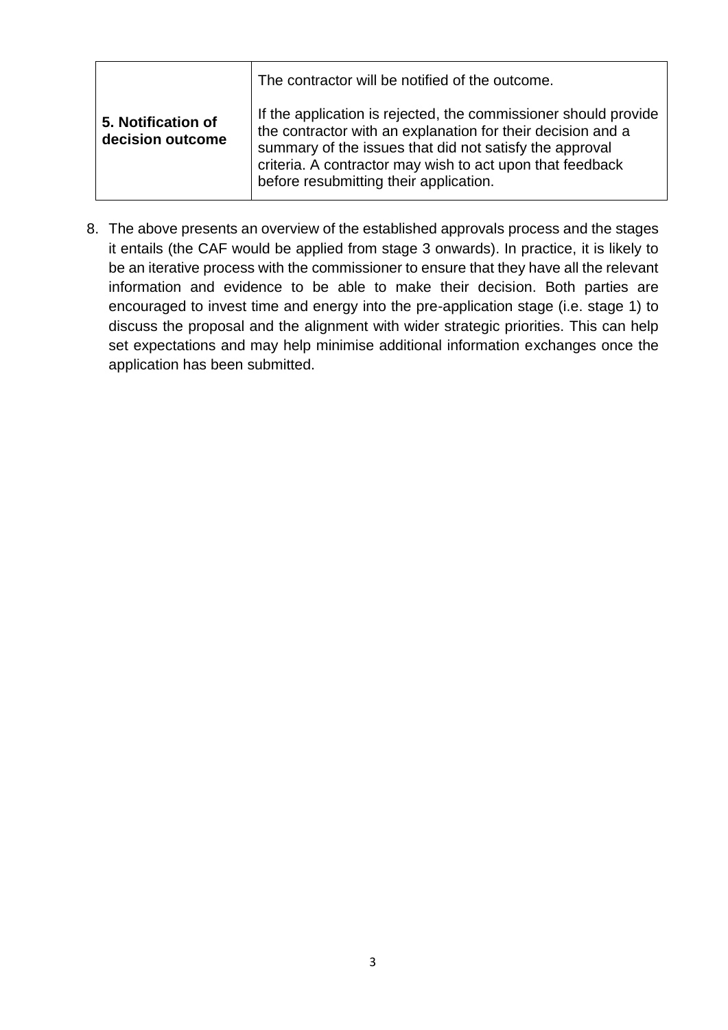| | |
|---|---|
| **5. Notification of decision outcome** | The contractor will be notified of the outcome.<br><br>If the application is rejected, the commissioner should provide the contractor with an explanation for their decision and a summary of the issues that did not satisfy the approval criteria. A contractor may wish to act upon that feedback before resubmitting their application. |

8. The above presents an overview of the established approvals process and the stages it entails (the CAF would be applied from stage 3 onwards). In practice, it is likely to be an iterative process with the commissioner to ensure that they have all the relevant information and evidence to be able to make their decision. Both parties are encouraged to invest time and energy into the pre-application stage (i.e. stage 1) to discuss the proposal and the alignment with wider strategic priorities. This can help set expectations and may help minimise additional information exchanges once the application has been submitted.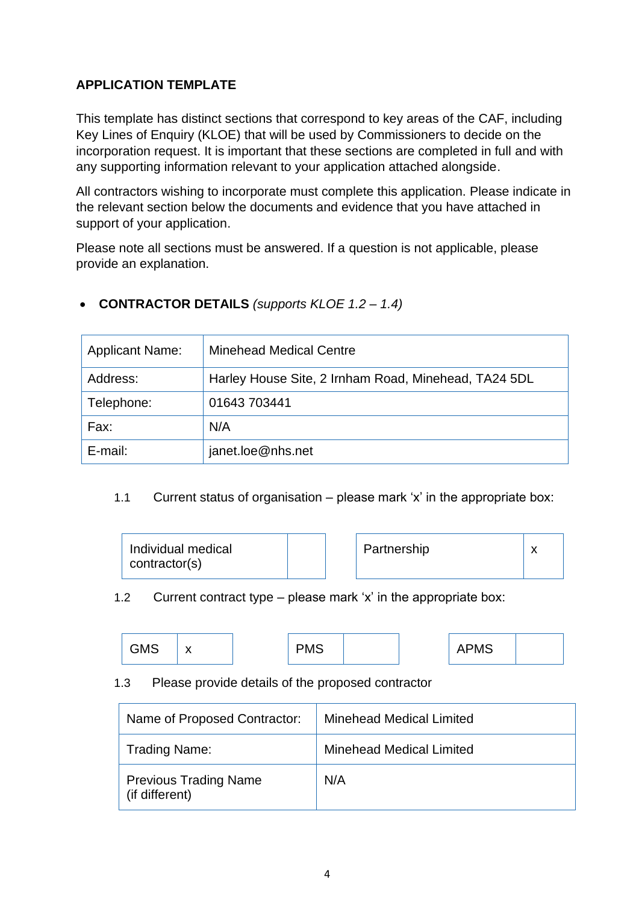**APPLICATION TEMPLATE**

This template has distinct sections that correspond to key areas of the CAF, including Key Lines of Enquiry (KLOE) that will be used by Commissioners to decide on the incorporation request. It is important that these sections are completed in full and with any supporting information relevant to your application attached alongside.

All contractors wishing to incorporate must complete this application. Please indicate in the relevant section below the documents and evidence that you have attached in support of your application.

Please note all sections must be answered. If a question is not applicable, please provide an explanation.

- **CONTRACTOR DETAILS** *(supports KLOE 1.2 – 1.4)*

| | |
|---|---|
| Applicant Name: | Minehead Medical Centre |
| Address: | Harley House Site, 2 Irnham Road, Minehead, TA24 5DL |
| Telephone: | 01643 703441 |
| Fax: | N/A |
| E-mail: | janet.loe@nhs.net |

1.1 Current status of organisation – please mark 'x' in the appropriate box:

| | | | |
|---|---|---|---|
| Individual medical contractor(s) | | Partnership | x |

1.2 Current contract type – please mark 'x' in the appropriate box:

| | | | | | |
|---|---|---|---|---|---|
| GMS | x | PMS | | APMS | |

1.3 Please provide details of the proposed contractor

| | |
|---|---|
| Name of Proposed Contractor: | Minehead Medical Limited |
| Trading Name: | Minehead Medical Limited |
| Previous Trading Name (if different) | N/A |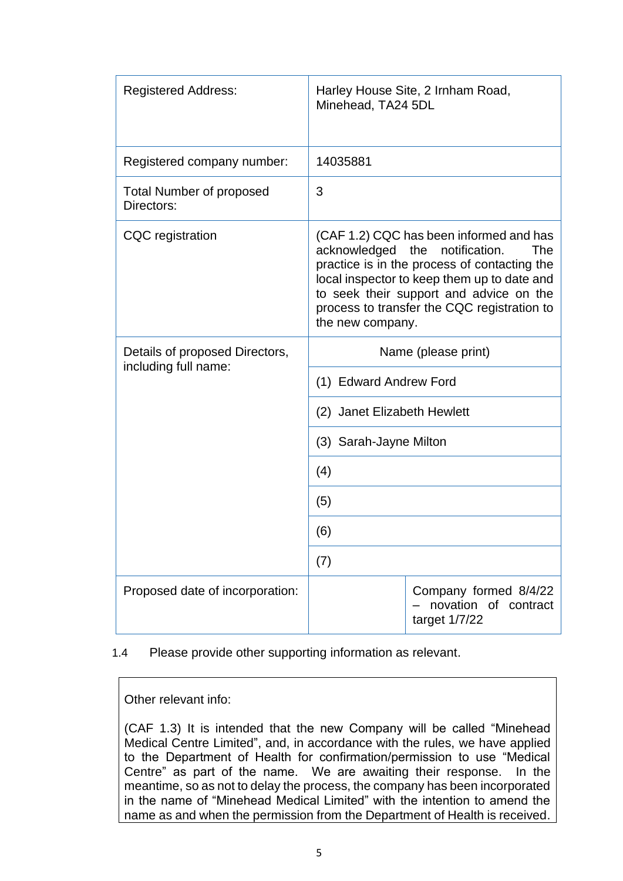| Registered Address: | Harley House Site, 2 Irnham Road, Minehead, TA24 5DL | |
|---|---|---|
| Registered company number: | 14035881 | |
| Total Number of proposed Directors: | 3 | |
| CQC registration | (CAF 1.2) CQC has been informed and has acknowledged the notification. The practice is in the process of contacting the local inspector to keep them up to date and to seek their support and advice on the process to transfer the CQC registration to the new company. | |
| Details of proposed Directors, including full name: | Name (please print) | |
| | (1) Edward Andrew Ford | |
| | (2) Janet Elizabeth Hewlett | |
| | (3) Sarah-Jayne Milton | |
| | (4) | |
| | (5) | |
| | (6) | |
| | (7) | |
| Proposed date of incorporation: | | Company formed 8/4/22 – novation of contract target 1/7/22 |

1.4 Please provide other supporting information as relevant.

Other relevant info:

(CAF 1.3) It is intended that the new Company will be called "Minehead Medical Centre Limited", and, in accordance with the rules, we have applied to the Department of Health for confirmation/permission to use "Medical Centre" as part of the name. We are awaiting their response. In the meantime, so as not to delay the process, the company has been incorporated in the name of "Minehead Medical Limited" with the intention to amend the name as and when the permission from the Department of Health is received.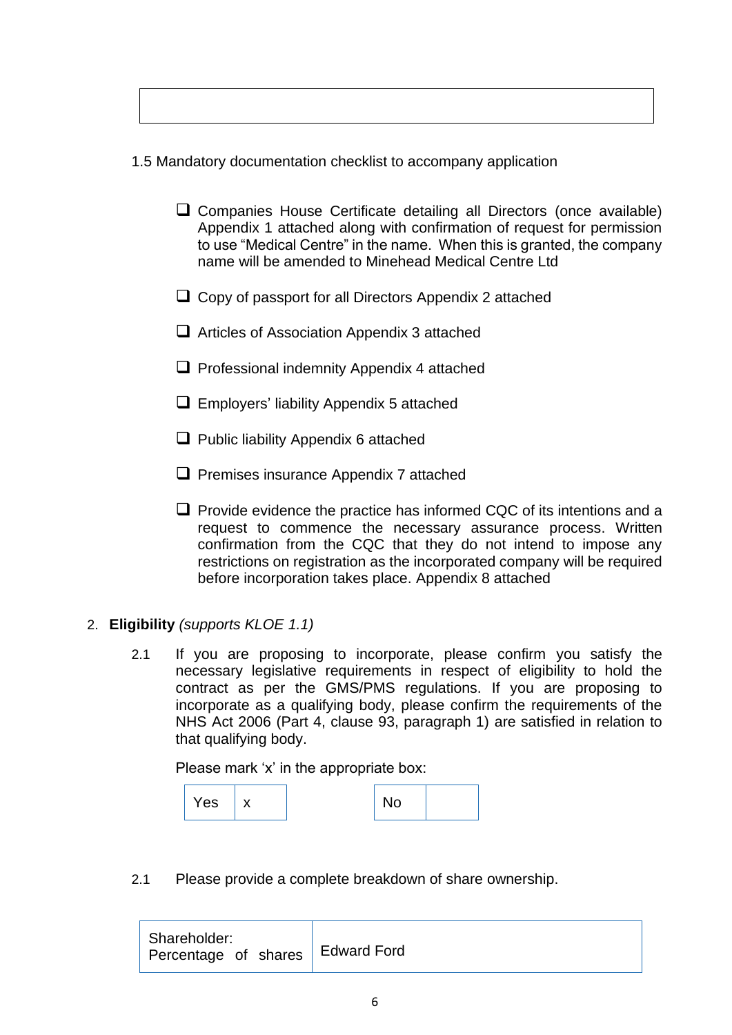1.5 Mandatory documentation checklist to accompany application

- ☐ Companies House Certificate detailing all Directors (once available) Appendix 1 attached along with confirmation of request for permission to use "Medical Centre" in the name. When this is granted, the company name will be amended to Minehead Medical Centre Ltd
- ☐ Copy of passport for all Directors Appendix 2 attached
- ☐ Articles of Association Appendix 3 attached
- ☐ Professional indemnity Appendix 4 attached
- ☐ Employers' liability Appendix 5 attached
- ☐ Public liability Appendix 6 attached
- ☐ Premises insurance Appendix 7 attached
- ☐ Provide evidence the practice has informed CQC of its intentions and a request to commence the necessary assurance process. Written confirmation from the CQC that they do not intend to impose any restrictions on registration as the incorporated company will be required before incorporation takes place. Appendix 8 attached

2. **Eligibility** *(supports KLOE 1.1)*

2.1 If you are proposing to incorporate, please confirm you satisfy the necessary legislative requirements in respect of eligibility to hold the contract as per the GMS/PMS regulations. If you are proposing to incorporate as a qualifying body, please confirm the requirements of the NHS Act 2006 (Part 4, clause 93, paragraph 1) are satisfied in relation to that qualifying body.

Please mark 'x' in the appropriate box:

| Yes | x |
|---|---|

| No | |
|---|---|

2.1 Please provide a complete breakdown of share ownership.

| Shareholder: Percentage of shares | Edward Ford |
|---|---|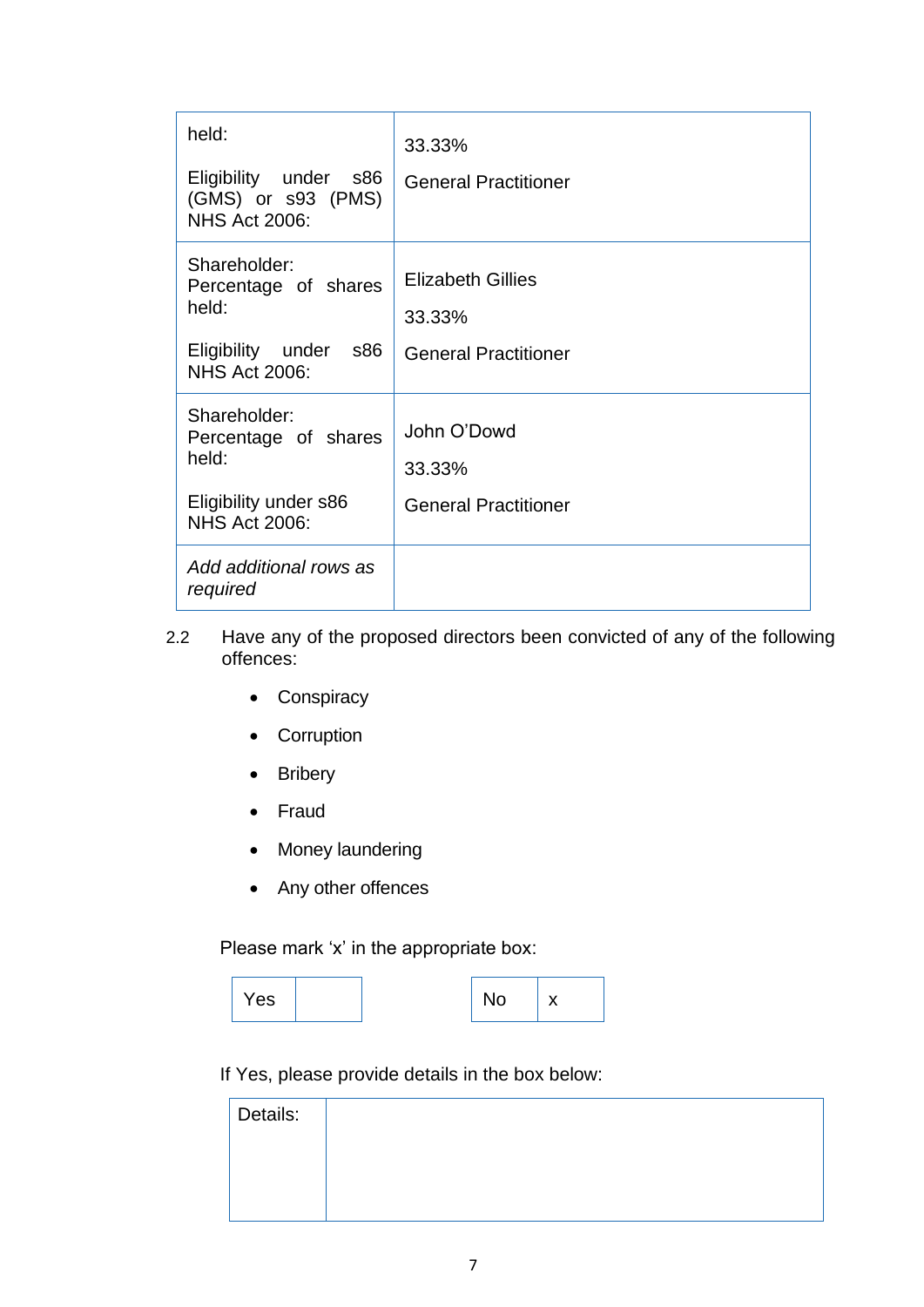| | |
|---|---|
| held:<br><br>Eligibility under s86 (GMS) or s93 (PMS) NHS Act 2006: | 33.33%<br><br>General Practitioner |
| Shareholder:<br>Percentage of shares held:<br><br>Eligibility under s86 NHS Act 2006: | Elizabeth Gillies<br><br>33.33%<br><br>General Practitioner |
| Shareholder:<br>Percentage of shares held:<br><br>Eligibility under s86 NHS Act 2006: | John O'Dowd<br><br>33.33%<br><br>General Practitioner |
| *Add additional rows as required* | |

2.2 Have any of the proposed directors been convicted of any of the following offences:

- Conspiracy
- Corruption
- Bribery
- Fraud
- Money laundering
- Any other offences

Please mark 'x' in the appropriate box:

| Yes | |
|---|---|

| No | x |
|---|---|

If Yes, please provide details in the box below:

| Details: | |
|---|---|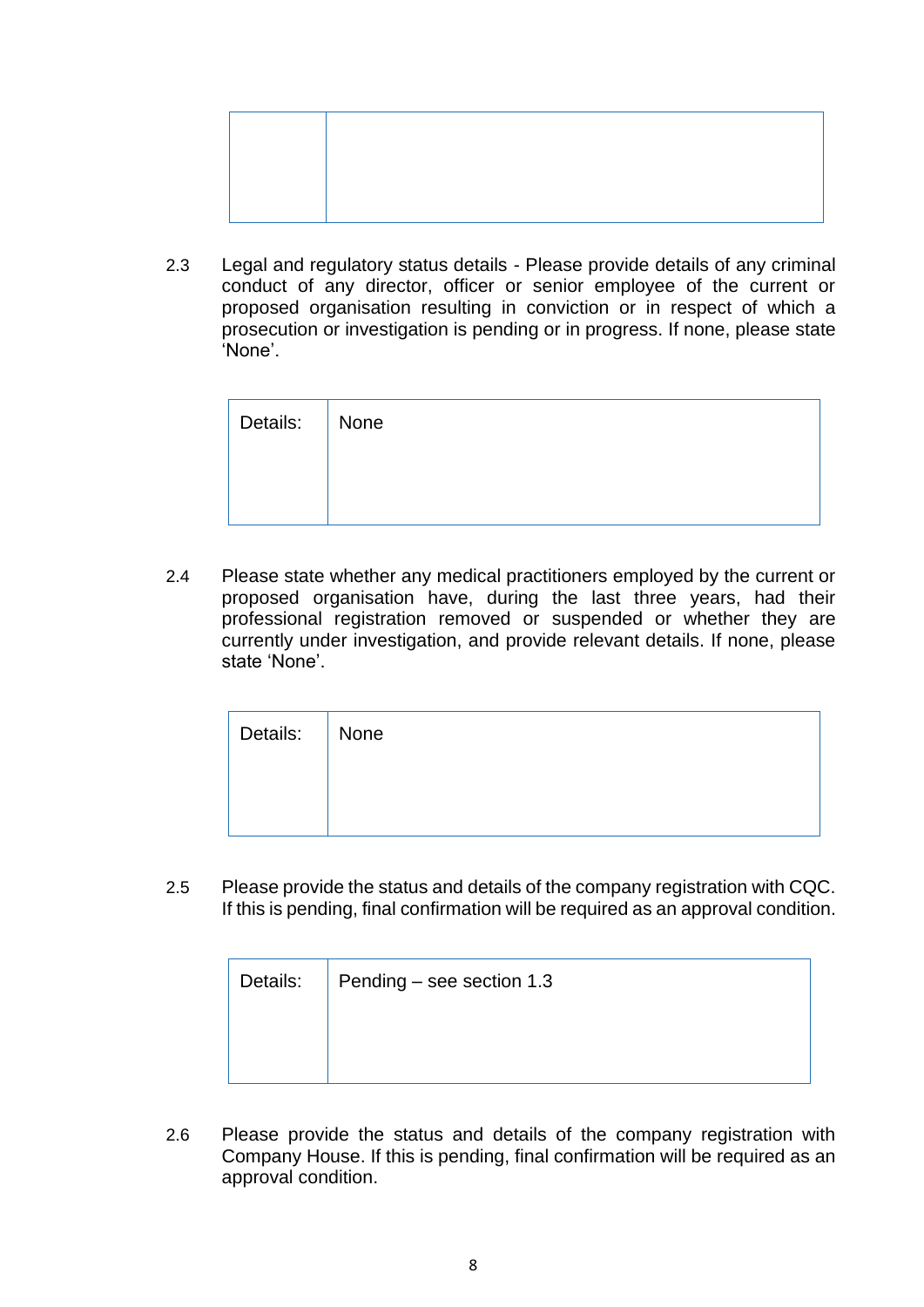| | |
|---|---|
| | |

2.3 Legal and regulatory status details - Please provide details of any criminal conduct of any director, officer or senior employee of the current or proposed organisation resulting in conviction or in respect of which a prosecution or investigation is pending or in progress. If none, please state 'None'.

| Details: | None |
|---|---|

2.4 Please state whether any medical practitioners employed by the current or proposed organisation have, during the last three years, had their professional registration removed or suspended or whether they are currently under investigation, and provide relevant details. If none, please state 'None'.

| Details: | None |
|---|---|

2.5 Please provide the status and details of the company registration with CQC. If this is pending, final confirmation will be required as an approval condition.

| Details: | Pending – see section 1.3 |
|---|---|

2.6 Please provide the status and details of the company registration with Company House. If this is pending, final confirmation will be required as an approval condition.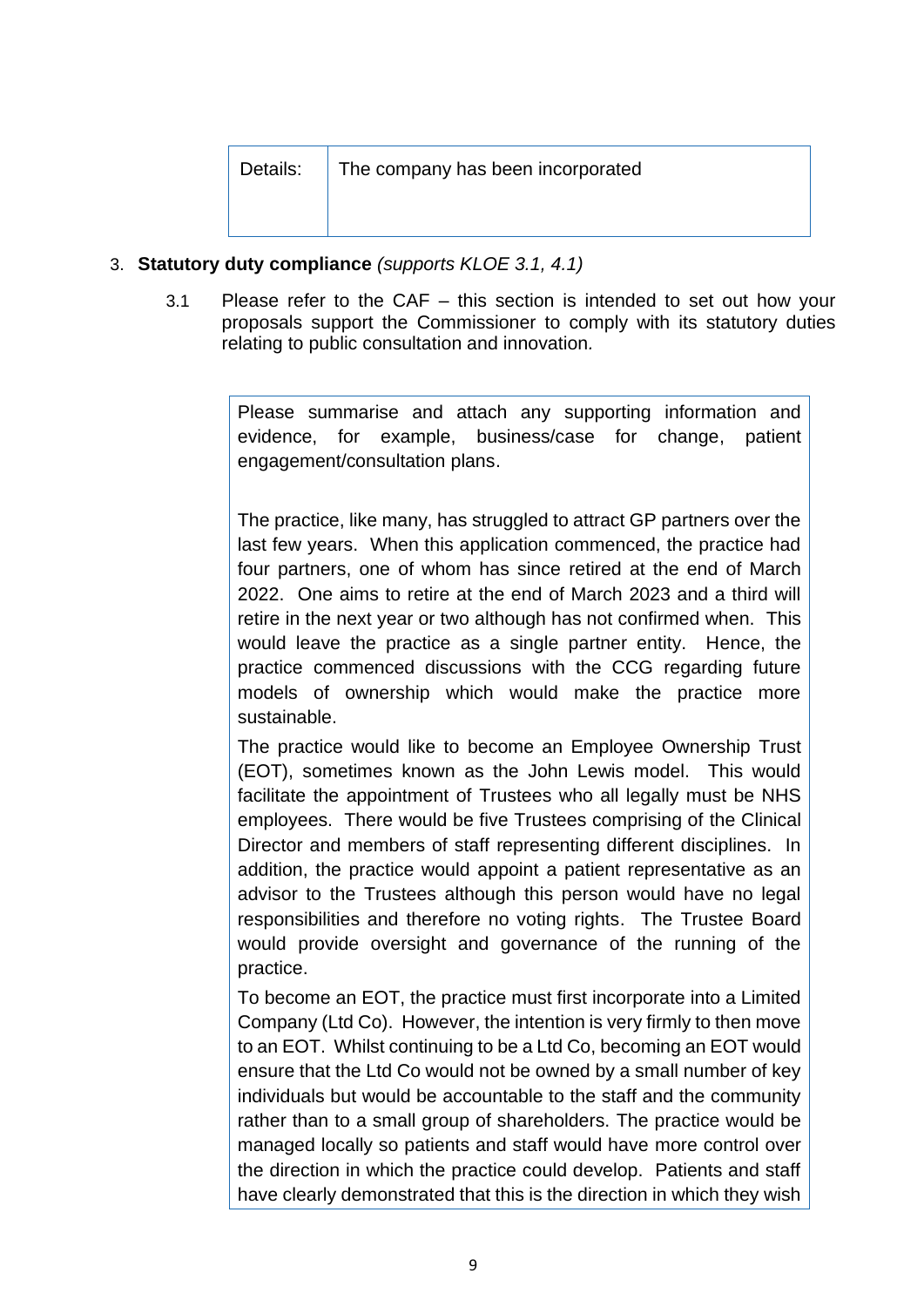| Details: | The company has been incorporated |
|---|---|

3. **Statutory duty compliance** *(supports KLOE 3.1, 4.1)*

   3.1 Please refer to the CAF – this section is intended to set out how your proposals support the Commissioner to comply with its statutory duties relating to public consultation and innovation.

> Please summarise and attach any supporting information and evidence, for example, business/case for change, patient engagement/consultation plans.
>
> The practice, like many, has struggled to attract GP partners over the last few years. When this application commenced, the practice had four partners, one of whom has since retired at the end of March 2022. One aims to retire at the end of March 2023 and a third will retire in the next year or two although has not confirmed when. This would leave the practice as a single partner entity. Hence, the practice commenced discussions with the CCG regarding future models of ownership which would make the practice more sustainable.
>
> The practice would like to become an Employee Ownership Trust (EOT), sometimes known as the John Lewis model. This would facilitate the appointment of Trustees who all legally must be NHS employees. There would be five Trustees comprising of the Clinical Director and members of staff representing different disciplines. In addition, the practice would appoint a patient representative as an advisor to the Trustees although this person would have no legal responsibilities and therefore no voting rights. The Trustee Board would provide oversight and governance of the running of the practice.
>
> To become an EOT, the practice must first incorporate into a Limited Company (Ltd Co). However, the intention is very firmly to then move to an EOT. Whilst continuing to be a Ltd Co, becoming an EOT would ensure that the Ltd Co would not be owned by a small number of key individuals but would be accountable to the staff and the community rather than to a small group of shareholders. The practice would be managed locally so patients and staff would have more control over the direction in which the practice could develop. Patients and staff have clearly demonstrated that this is the direction in which they wish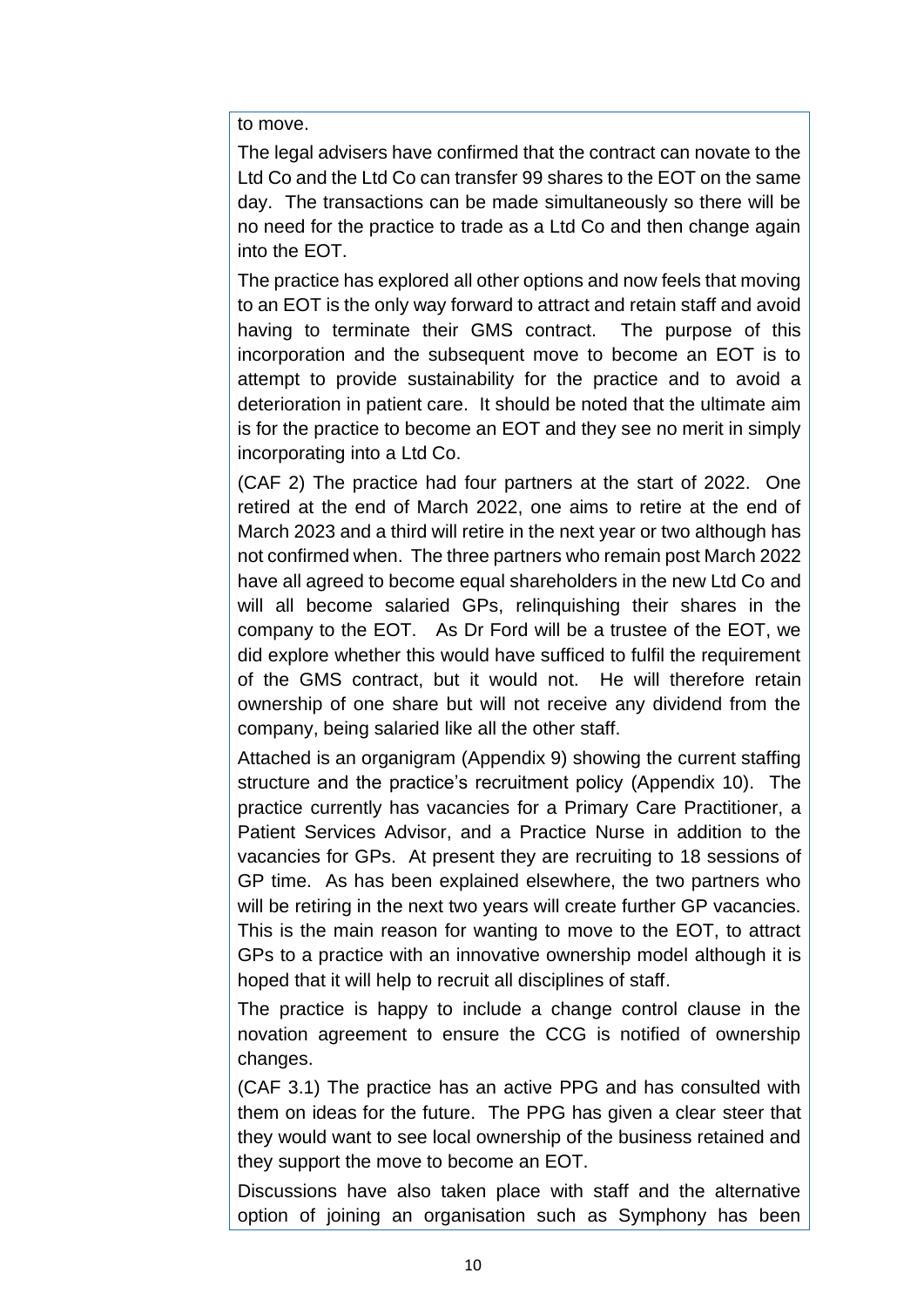to move.

The legal advisers have confirmed that the contract can novate to the Ltd Co and the Ltd Co can transfer 99 shares to the EOT on the same day. The transactions can be made simultaneously so there will be no need for the practice to trade as a Ltd Co and then change again into the EOT.

The practice has explored all other options and now feels that moving to an EOT is the only way forward to attract and retain staff and avoid having to terminate their GMS contract. The purpose of this incorporation and the subsequent move to become an EOT is to attempt to provide sustainability for the practice and to avoid a deterioration in patient care. It should be noted that the ultimate aim is for the practice to become an EOT and they see no merit in simply incorporating into a Ltd Co.

(CAF 2) The practice had four partners at the start of 2022. One retired at the end of March 2022, one aims to retire at the end of March 2023 and a third will retire in the next year or two although has not confirmed when. The three partners who remain post March 2022 have all agreed to become equal shareholders in the new Ltd Co and will all become salaried GPs, relinquishing their shares in the company to the EOT. As Dr Ford will be a trustee of the EOT, we did explore whether this would have sufficed to fulfil the requirement of the GMS contract, but it would not. He will therefore retain ownership of one share but will not receive any dividend from the company, being salaried like all the other staff.

Attached is an organigram (Appendix 9) showing the current staffing structure and the practice's recruitment policy (Appendix 10). The practice currently has vacancies for a Primary Care Practitioner, a Patient Services Advisor, and a Practice Nurse in addition to the vacancies for GPs. At present they are recruiting to 18 sessions of GP time. As has been explained elsewhere, the two partners who will be retiring in the next two years will create further GP vacancies. This is the main reason for wanting to move to the EOT, to attract GPs to a practice with an innovative ownership model although it is hoped that it will help to recruit all disciplines of staff.

The practice is happy to include a change control clause in the novation agreement to ensure the CCG is notified of ownership changes.

(CAF 3.1) The practice has an active PPG and has consulted with them on ideas for the future. The PPG has given a clear steer that they would want to see local ownership of the business retained and they support the move to become an EOT.

Discussions have also taken place with staff and the alternative option of joining an organisation such as Symphony has been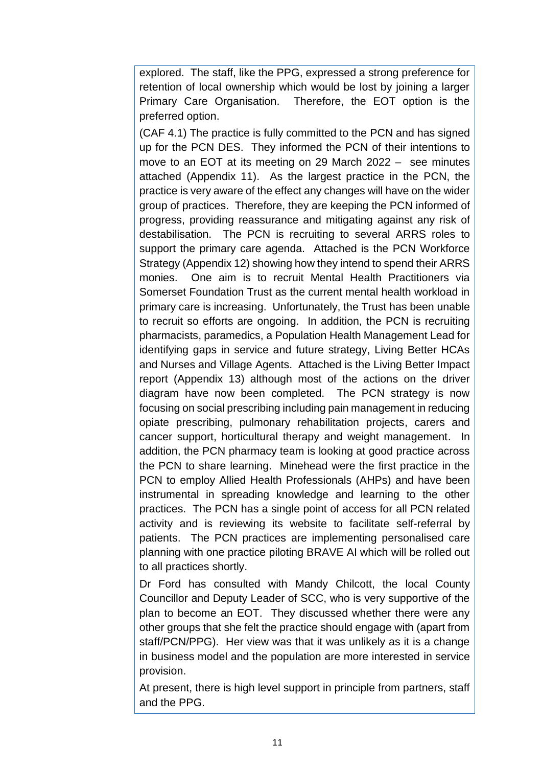explored. The staff, like the PPG, expressed a strong preference for retention of local ownership which would be lost by joining a larger Primary Care Organisation. Therefore, the EOT option is the preferred option.

(CAF 4.1) The practice is fully committed to the PCN and has signed up for the PCN DES. They informed the PCN of their intentions to move to an EOT at its meeting on 29 March 2022 – see minutes attached (Appendix 11). As the largest practice in the PCN, the practice is very aware of the effect any changes will have on the wider group of practices. Therefore, they are keeping the PCN informed of progress, providing reassurance and mitigating against any risk of destabilisation. The PCN is recruiting to several ARRS roles to support the primary care agenda. Attached is the PCN Workforce Strategy (Appendix 12) showing how they intend to spend their ARRS monies. One aim is to recruit Mental Health Practitioners via Somerset Foundation Trust as the current mental health workload in primary care is increasing. Unfortunately, the Trust has been unable to recruit so efforts are ongoing. In addition, the PCN is recruiting pharmacists, paramedics, a Population Health Management Lead for identifying gaps in service and future strategy, Living Better HCAs and Nurses and Village Agents. Attached is the Living Better Impact report (Appendix 13) although most of the actions on the driver diagram have now been completed. The PCN strategy is now focusing on social prescribing including pain management in reducing opiate prescribing, pulmonary rehabilitation projects, carers and cancer support, horticultural therapy and weight management. In addition, the PCN pharmacy team is looking at good practice across the PCN to share learning. Minehead were the first practice in the PCN to employ Allied Health Professionals (AHPs) and have been instrumental in spreading knowledge and learning to the other practices. The PCN has a single point of access for all PCN related activity and is reviewing its website to facilitate self-referral by patients. The PCN practices are implementing personalised care planning with one practice piloting BRAVE AI which will be rolled out to all practices shortly.

Dr Ford has consulted with Mandy Chilcott, the local County Councillor and Deputy Leader of SCC, who is very supportive of the plan to become an EOT. They discussed whether there were any other groups that she felt the practice should engage with (apart from staff/PCN/PPG). Her view was that it was unlikely as it is a change in business model and the population are more interested in service provision.

At present, there is high level support in principle from partners, staff and the PPG.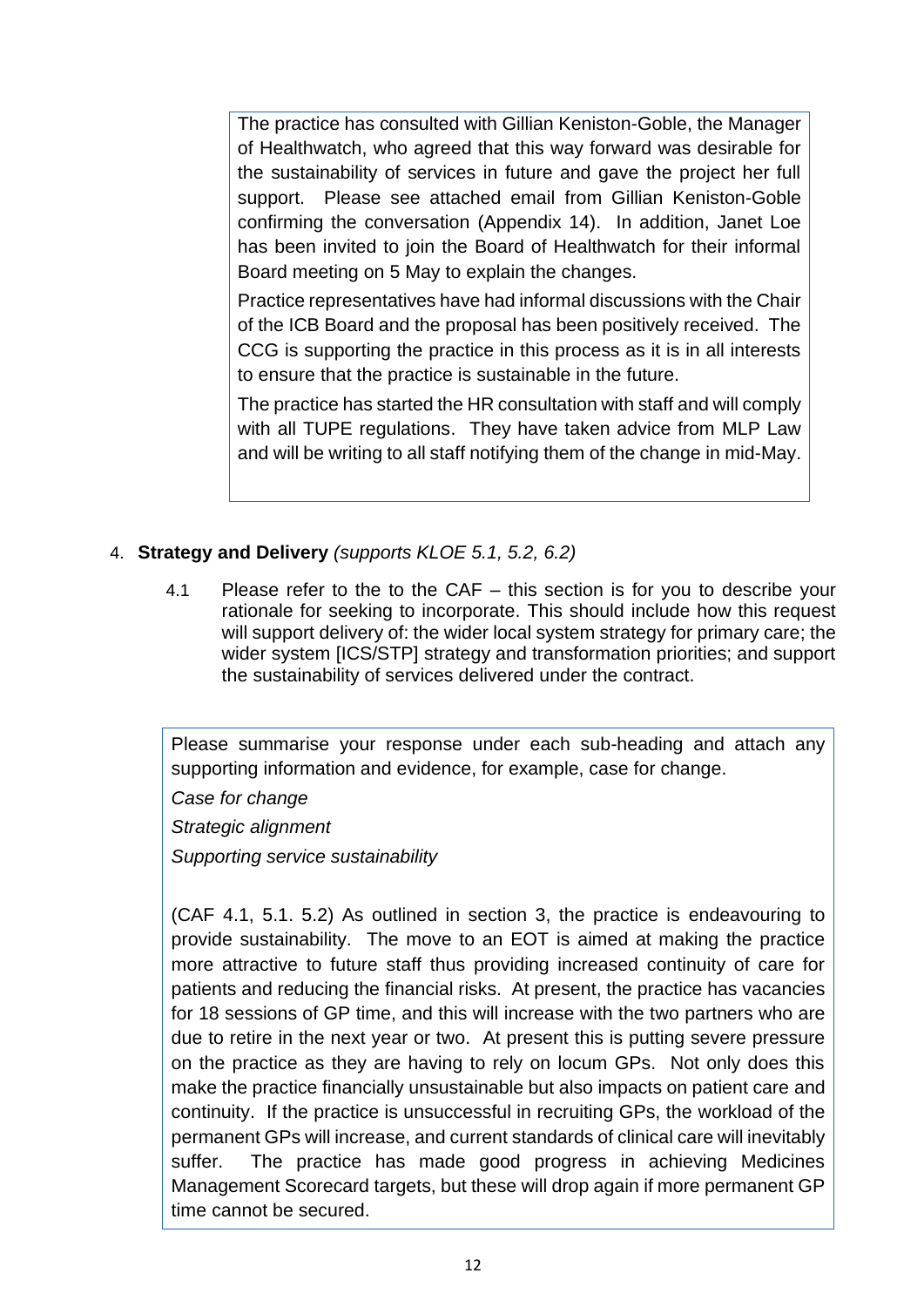The practice has consulted with Gillian Keniston-Goble, the Manager of Healthwatch, who agreed that this way forward was desirable for the sustainability of services in future and gave the project her full support. Please see attached email from Gillian Keniston-Goble confirming the conversation (Appendix 14). In addition, Janet Loe has been invited to join the Board of Healthwatch for their informal Board meeting on 5 May to explain the changes.

Practice representatives have had informal discussions with the Chair of the ICB Board and the proposal has been positively received. The CCG is supporting the practice in this process as it is in all interests to ensure that the practice is sustainable in the future.

The practice has started the HR consultation with staff and will comply with all TUPE regulations. They have taken advice from MLP Law and will be writing to all staff notifying them of the change in mid-May.

4. **Strategy and Delivery** *(supports KLOE 5.1, 5.2, 6.2)*

4.1 Please refer to the to the CAF – this section is for you to describe your rationale for seeking to incorporate. This should include how this request will support delivery of: the wider local system strategy for primary care; the wider system [ICS/STP] strategy and transformation priorities; and support the sustainability of services delivered under the contract.

Please summarise your response under each sub-heading and attach any supporting information and evidence, for example, case for change.

*Case for change*

*Strategic alignment*

*Supporting service sustainability*

(CAF 4.1, 5.1. 5.2) As outlined in section 3, the practice is endeavouring to provide sustainability. The move to an EOT is aimed at making the practice more attractive to future staff thus providing increased continuity of care for patients and reducing the financial risks. At present, the practice has vacancies for 18 sessions of GP time, and this will increase with the two partners who are due to retire in the next year or two. At present this is putting severe pressure on the practice as they are having to rely on locum GPs. Not only does this make the practice financially unsustainable but also impacts on patient care and continuity. If the practice is unsuccessful in recruiting GPs, the workload of the permanent GPs will increase, and current standards of clinical care will inevitably suffer. The practice has made good progress in achieving Medicines Management Scorecard targets, but these will drop again if more permanent GP time cannot be secured.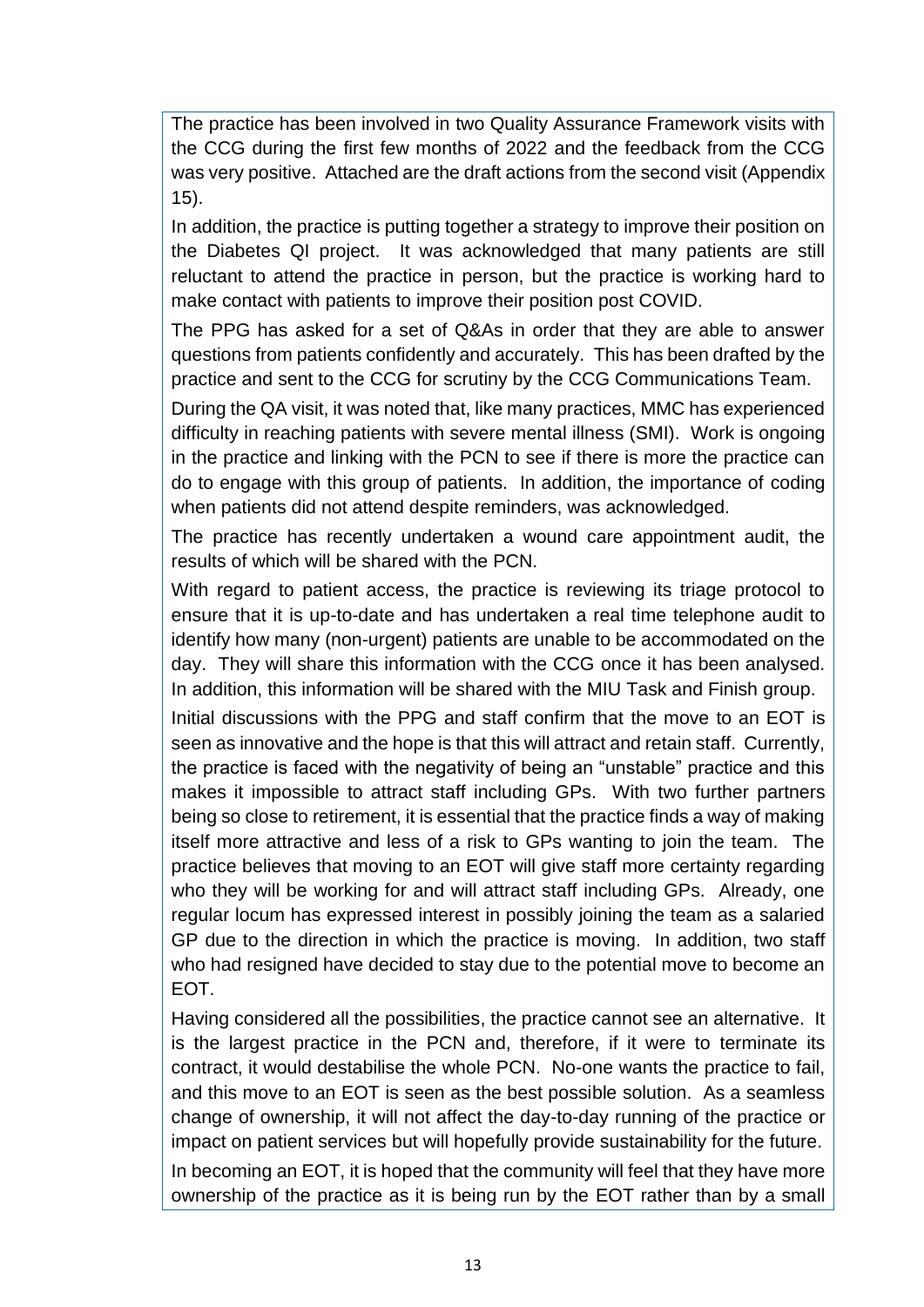The practice has been involved in two Quality Assurance Framework visits with the CCG during the first few months of 2022 and the feedback from the CCG was very positive. Attached are the draft actions from the second visit (Appendix 15).

In addition, the practice is putting together a strategy to improve their position on the Diabetes QI project. It was acknowledged that many patients are still reluctant to attend the practice in person, but the practice is working hard to make contact with patients to improve their position post COVID.

The PPG has asked for a set of Q&As in order that they are able to answer questions from patients confidently and accurately. This has been drafted by the practice and sent to the CCG for scrutiny by the CCG Communications Team.

During the QA visit, it was noted that, like many practices, MMC has experienced difficulty in reaching patients with severe mental illness (SMI). Work is ongoing in the practice and linking with the PCN to see if there is more the practice can do to engage with this group of patients. In addition, the importance of coding when patients did not attend despite reminders, was acknowledged.

The practice has recently undertaken a wound care appointment audit, the results of which will be shared with the PCN.

With regard to patient access, the practice is reviewing its triage protocol to ensure that it is up-to-date and has undertaken a real time telephone audit to identify how many (non-urgent) patients are unable to be accommodated on the day. They will share this information with the CCG once it has been analysed. In addition, this information will be shared with the MIU Task and Finish group.

Initial discussions with the PPG and staff confirm that the move to an EOT is seen as innovative and the hope is that this will attract and retain staff. Currently, the practice is faced with the negativity of being an "unstable" practice and this makes it impossible to attract staff including GPs. With two further partners being so close to retirement, it is essential that the practice finds a way of making itself more attractive and less of a risk to GPs wanting to join the team. The practice believes that moving to an EOT will give staff more certainty regarding who they will be working for and will attract staff including GPs. Already, one regular locum has expressed interest in possibly joining the team as a salaried GP due to the direction in which the practice is moving. In addition, two staff who had resigned have decided to stay due to the potential move to become an EOT.

Having considered all the possibilities, the practice cannot see an alternative. It is the largest practice in the PCN and, therefore, if it were to terminate its contract, it would destabilise the whole PCN. No-one wants the practice to fail, and this move to an EOT is seen as the best possible solution. As a seamless change of ownership, it will not affect the day-to-day running of the practice or impact on patient services but will hopefully provide sustainability for the future.

In becoming an EOT, it is hoped that the community will feel that they have more ownership of the practice as it is being run by the EOT rather than by a small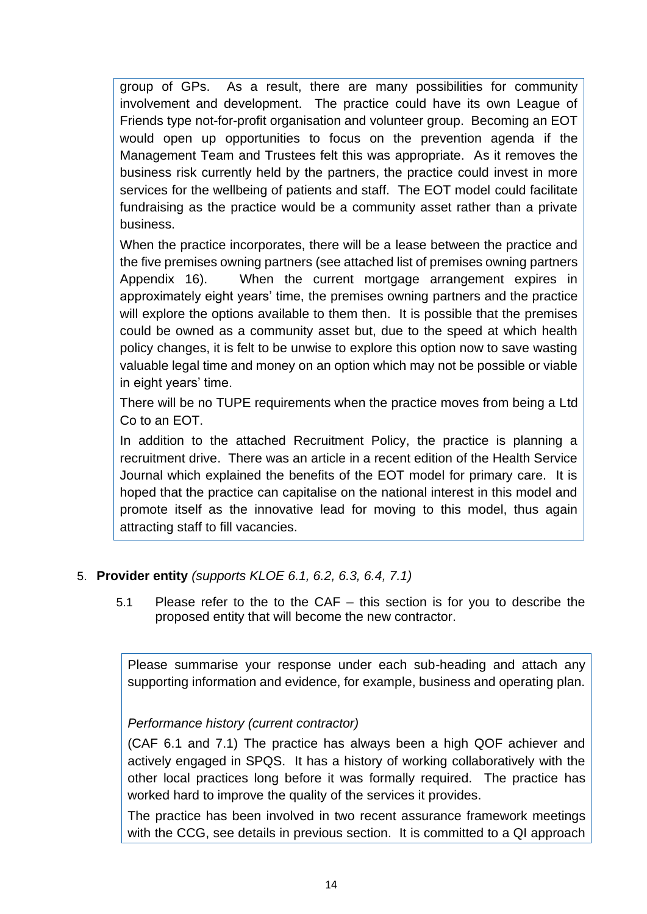group of GPs. As a result, there are many possibilities for community involvement and development. The practice could have its own League of Friends type not-for-profit organisation and volunteer group. Becoming an EOT would open up opportunities to focus on the prevention agenda if the Management Team and Trustees felt this was appropriate. As it removes the business risk currently held by the partners, the practice could invest in more services for the wellbeing of patients and staff. The EOT model could facilitate fundraising as the practice would be a community asset rather than a private business.

When the practice incorporates, there will be a lease between the practice and the five premises owning partners (see attached list of premises owning partners Appendix 16). When the current mortgage arrangement expires in approximately eight years' time, the premises owning partners and the practice will explore the options available to them then. It is possible that the premises could be owned as a community asset but, due to the speed at which health policy changes, it is felt to be unwise to explore this option now to save wasting valuable legal time and money on an option which may not be possible or viable in eight years' time.

There will be no TUPE requirements when the practice moves from being a Ltd Co to an EOT.

In addition to the attached Recruitment Policy, the practice is planning a recruitment drive. There was an article in a recent edition of the Health Service Journal which explained the benefits of the EOT model for primary care. It is hoped that the practice can capitalise on the national interest in this model and promote itself as the innovative lead for moving to this model, thus again attracting staff to fill vacancies.

5. **Provider entity** *(supports KLOE 6.1, 6.2, 6.3, 6.4, 7.1)*

   5.1 Please refer to the to the CAF – this section is for you to describe the proposed entity that will become the new contractor.

Please summarise your response under each sub-heading and attach any supporting information and evidence, for example, business and operating plan.

*Performance history (current contractor)*

(CAF 6.1 and 7.1) The practice has always been a high QOF achiever and actively engaged in SPQS. It has a history of working collaboratively with the other local practices long before it was formally required. The practice has worked hard to improve the quality of the services it provides.

The practice has been involved in two recent assurance framework meetings with the CCG, see details in previous section. It is committed to a QI approach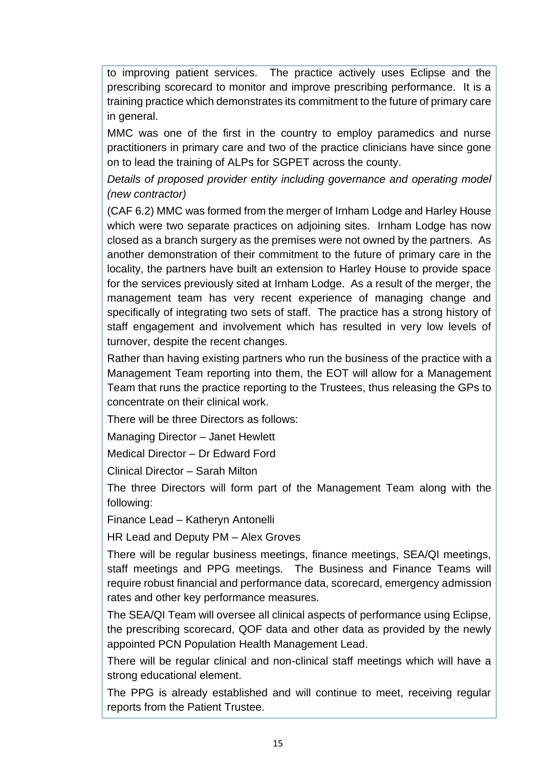to improving patient services. The practice actively uses Eclipse and the prescribing scorecard to monitor and improve prescribing performance. It is a training practice which demonstrates its commitment to the future of primary care in general.

MMC was one of the first in the country to employ paramedics and nurse practitioners in primary care and two of the practice clinicians have since gone on to lead the training of ALPs for SGPET across the county.

*Details of proposed provider entity including governance and operating model (new contractor)*

(CAF 6.2) MMC was formed from the merger of Irnham Lodge and Harley House which were two separate practices on adjoining sites. Irnham Lodge has now closed as a branch surgery as the premises were not owned by the partners. As another demonstration of their commitment to the future of primary care in the locality, the partners have built an extension to Harley House to provide space for the services previously sited at Irnham Lodge. As a result of the merger, the management team has very recent experience of managing change and specifically of integrating two sets of staff. The practice has a strong history of staff engagement and involvement which has resulted in very low levels of turnover, despite the recent changes.

Rather than having existing partners who run the business of the practice with a Management Team reporting into them, the EOT will allow for a Management Team that runs the practice reporting to the Trustees, thus releasing the GPs to concentrate on their clinical work.

There will be three Directors as follows:

Managing Director – Janet Hewlett

Medical Director – Dr Edward Ford

Clinical Director – Sarah Milton

The three Directors will form part of the Management Team along with the following:

Finance Lead – Katheryn Antonelli

HR Lead and Deputy PM – Alex Groves

There will be regular business meetings, finance meetings, SEA/QI meetings, staff meetings and PPG meetings. The Business and Finance Teams will require robust financial and performance data, scorecard, emergency admission rates and other key performance measures.

The SEA/QI Team will oversee all clinical aspects of performance using Eclipse, the prescribing scorecard, QOF data and other data as provided by the newly appointed PCN Population Health Management Lead.

There will be regular clinical and non-clinical staff meetings which will have a strong educational element.

The PPG is already established and will continue to meet, receiving regular reports from the Patient Trustee.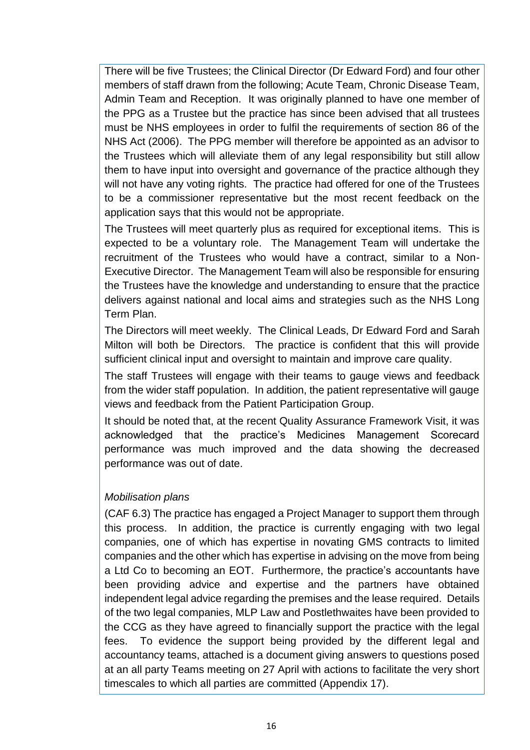There will be five Trustees; the Clinical Director (Dr Edward Ford) and four other members of staff drawn from the following; Acute Team, Chronic Disease Team, Admin Team and Reception. It was originally planned to have one member of the PPG as a Trustee but the practice has since been advised that all trustees must be NHS employees in order to fulfil the requirements of section 86 of the NHS Act (2006). The PPG member will therefore be appointed as an advisor to the Trustees which will alleviate them of any legal responsibility but still allow them to have input into oversight and governance of the practice although they will not have any voting rights. The practice had offered for one of the Trustees to be a commissioner representative but the most recent feedback on the application says that this would not be appropriate.

The Trustees will meet quarterly plus as required for exceptional items. This is expected to be a voluntary role. The Management Team will undertake the recruitment of the Trustees who would have a contract, similar to a Non-Executive Director. The Management Team will also be responsible for ensuring the Trustees have the knowledge and understanding to ensure that the practice delivers against national and local aims and strategies such as the NHS Long Term Plan.

The Directors will meet weekly. The Clinical Leads, Dr Edward Ford and Sarah Milton will both be Directors. The practice is confident that this will provide sufficient clinical input and oversight to maintain and improve care quality.

The staff Trustees will engage with their teams to gauge views and feedback from the wider staff population. In addition, the patient representative will gauge views and feedback from the Patient Participation Group.

It should be noted that, at the recent Quality Assurance Framework Visit, it was acknowledged that the practice's Medicines Management Scorecard performance was much improved and the data showing the decreased performance was out of date.

*Mobilisation plans*

(CAF 6.3) The practice has engaged a Project Manager to support them through this process. In addition, the practice is currently engaging with two legal companies, one of which has expertise in novating GMS contracts to limited companies and the other which has expertise in advising on the move from being a Ltd Co to becoming an EOT. Furthermore, the practice's accountants have been providing advice and expertise and the partners have obtained independent legal advice regarding the premises and the lease required. Details of the two legal companies, MLP Law and Postlethwaites have been provided to the CCG as they have agreed to financially support the practice with the legal fees. To evidence the support being provided by the different legal and accountancy teams, attached is a document giving answers to questions posed at an all party Teams meeting on 27 April with actions to facilitate the very short timescales to which all parties are committed (Appendix 17).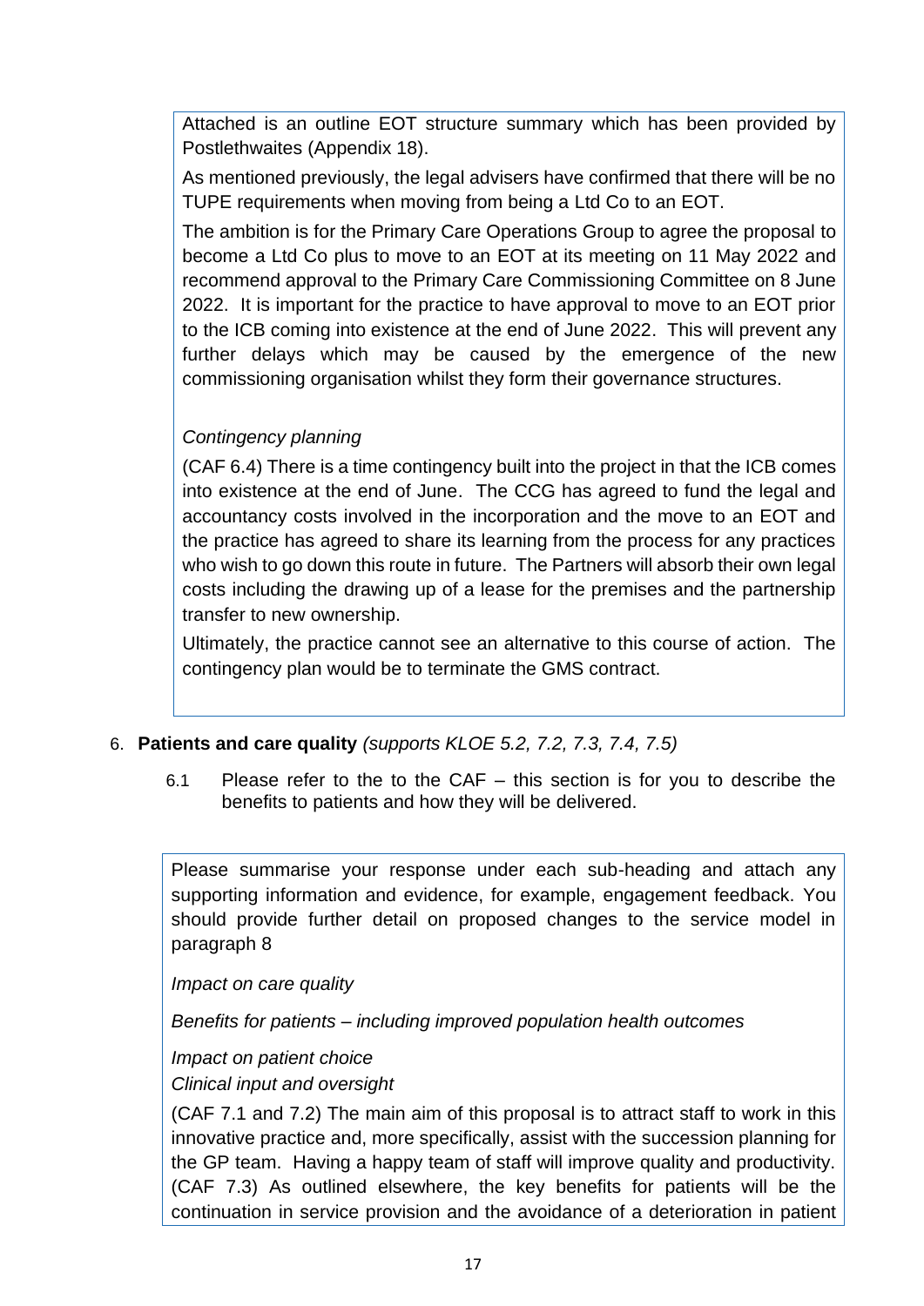Attached is an outline EOT structure summary which has been provided by Postlethwaites (Appendix 18).

As mentioned previously, the legal advisers have confirmed that there will be no TUPE requirements when moving from being a Ltd Co to an EOT.

The ambition is for the Primary Care Operations Group to agree the proposal to become a Ltd Co plus to move to an EOT at its meeting on 11 May 2022 and recommend approval to the Primary Care Commissioning Committee on 8 June 2022. It is important for the practice to have approval to move to an EOT prior to the ICB coming into existence at the end of June 2022. This will prevent any further delays which may be caused by the emergence of the new commissioning organisation whilst they form their governance structures.

*Contingency planning*

(CAF 6.4) There is a time contingency built into the project in that the ICB comes into existence at the end of June. The CCG has agreed to fund the legal and accountancy costs involved in the incorporation and the move to an EOT and the practice has agreed to share its learning from the process for any practices who wish to go down this route in future. The Partners will absorb their own legal costs including the drawing up of a lease for the premises and the partnership transfer to new ownership.

Ultimately, the practice cannot see an alternative to this course of action. The contingency plan would be to terminate the GMS contract.

6. **Patients and care quality** *(supports KLOE 5.2, 7.2, 7.3, 7.4, 7.5)*

   6.1 Please refer to the to the CAF – this section is for you to describe the benefits to patients and how they will be delivered.

Please summarise your response under each sub-heading and attach any supporting information and evidence, for example, engagement feedback. You should provide further detail on proposed changes to the service model in paragraph 8

*Impact on care quality*

*Benefits for patients – including improved population health outcomes*

*Impact on patient choice*

*Clinical input and oversight*

(CAF 7.1 and 7.2) The main aim of this proposal is to attract staff to work in this innovative practice and, more specifically, assist with the succession planning for the GP team. Having a happy team of staff will improve quality and productivity. (CAF 7.3) As outlined elsewhere, the key benefits for patients will be the continuation in service provision and the avoidance of a deterioration in patient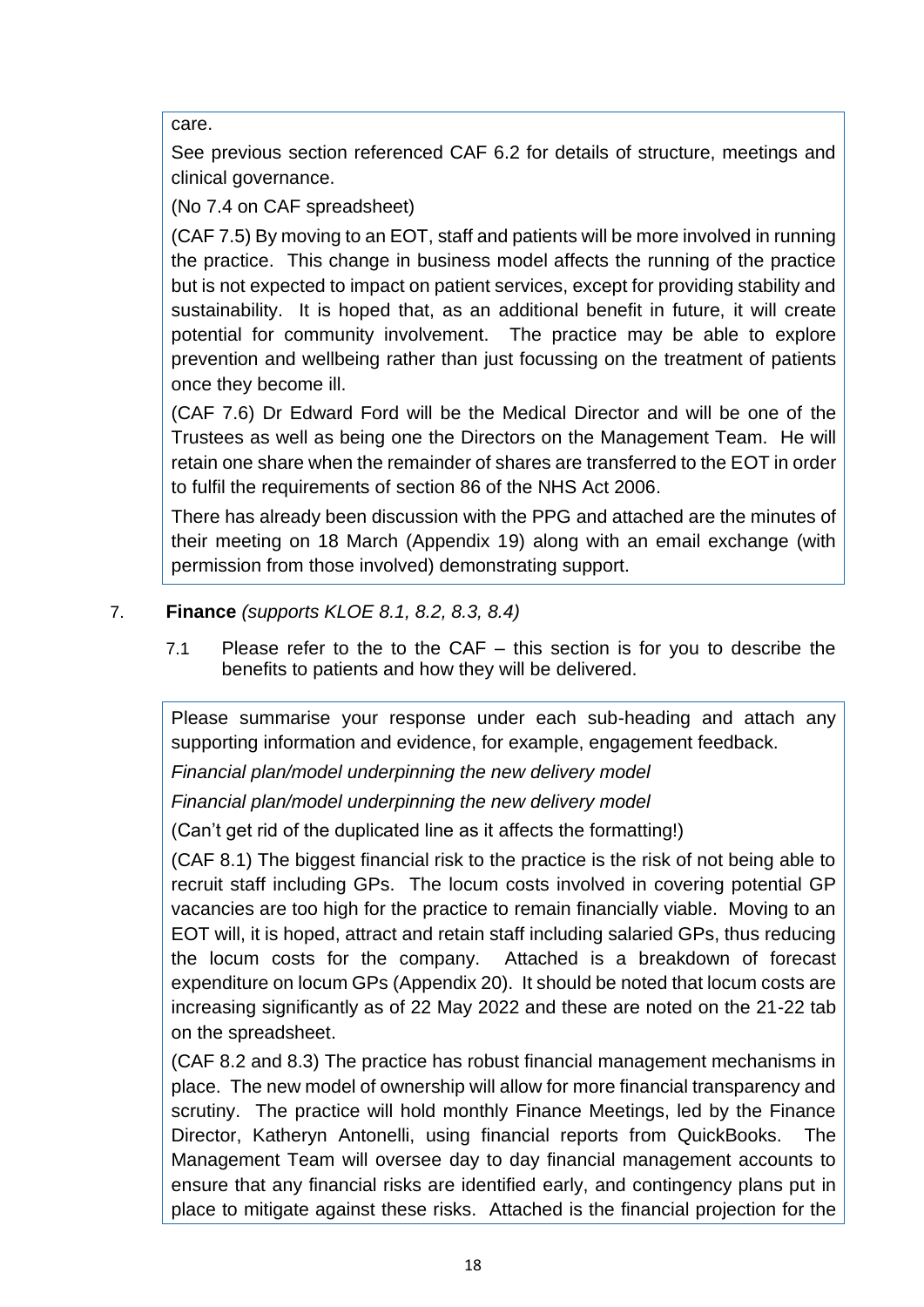care.

See previous section referenced CAF 6.2 for details of structure, meetings and clinical governance.

(No 7.4 on CAF spreadsheet)

(CAF 7.5) By moving to an EOT, staff and patients will be more involved in running the practice. This change in business model affects the running of the practice but is not expected to impact on patient services, except for providing stability and sustainability. It is hoped that, as an additional benefit in future, it will create potential for community involvement. The practice may be able to explore prevention and wellbeing rather than just focussing on the treatment of patients once they become ill.

(CAF 7.6) Dr Edward Ford will be the Medical Director and will be one of the Trustees as well as being one the Directors on the Management Team. He will retain one share when the remainder of shares are transferred to the EOT in order to fulfil the requirements of section 86 of the NHS Act 2006.

There has already been discussion with the PPG and attached are the minutes of their meeting on 18 March (Appendix 19) along with an email exchange (with permission from those involved) demonstrating support.

7. **Finance** *(supports KLOE 8.1, 8.2, 8.3, 8.4)*

   7.1 Please refer to the to the CAF – this section is for you to describe the benefits to patients and how they will be delivered.

Please summarise your response under each sub-heading and attach any supporting information and evidence, for example, engagement feedback.

*Financial plan/model underpinning the new delivery model*

*Financial plan/model underpinning the new delivery model*

(Can't get rid of the duplicated line as it affects the formatting!)

(CAF 8.1) The biggest financial risk to the practice is the risk of not being able to recruit staff including GPs. The locum costs involved in covering potential GP vacancies are too high for the practice to remain financially viable. Moving to an EOT will, it is hoped, attract and retain staff including salaried GPs, thus reducing the locum costs for the company. Attached is a breakdown of forecast expenditure on locum GPs (Appendix 20). It should be noted that locum costs are increasing significantly as of 22 May 2022 and these are noted on the 21-22 tab on the spreadsheet.

(CAF 8.2 and 8.3) The practice has robust financial management mechanisms in place. The new model of ownership will allow for more financial transparency and scrutiny. The practice will hold monthly Finance Meetings, led by the Finance Director, Katheryn Antonelli, using financial reports from QuickBooks. The Management Team will oversee day to day financial management accounts to ensure that any financial risks are identified early, and contingency plans put in place to mitigate against these risks. Attached is the financial projection for the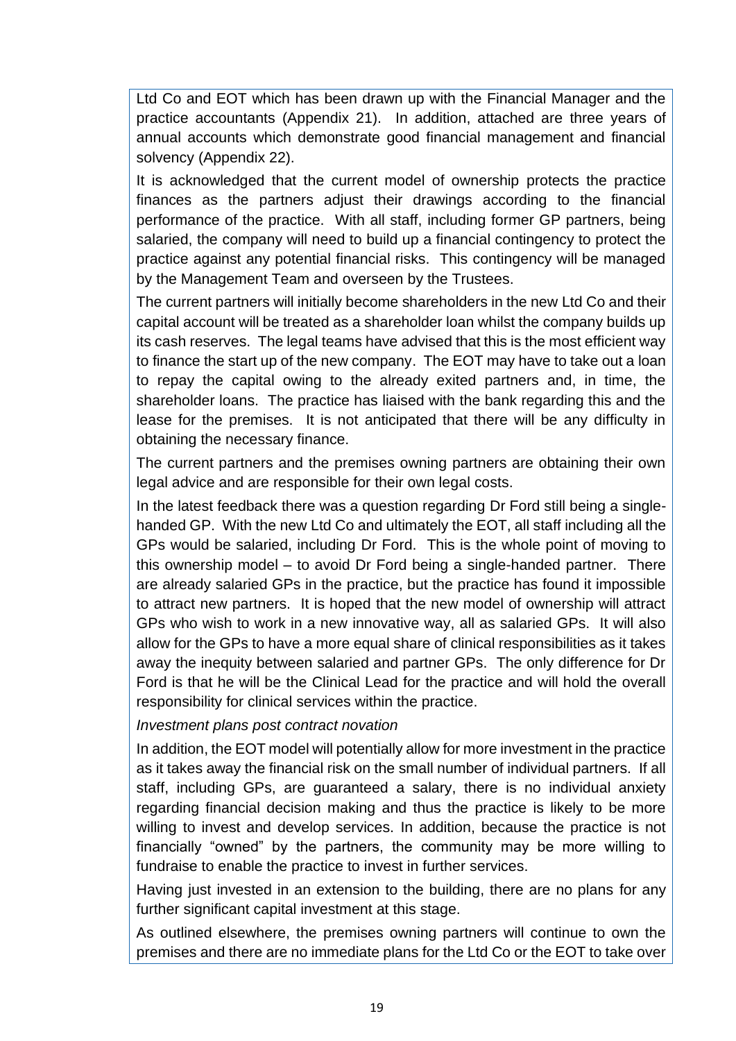Ltd Co and EOT which has been drawn up with the Financial Manager and the practice accountants (Appendix 21). In addition, attached are three years of annual accounts which demonstrate good financial management and financial solvency (Appendix 22).

It is acknowledged that the current model of ownership protects the practice finances as the partners adjust their drawings according to the financial performance of the practice. With all staff, including former GP partners, being salaried, the company will need to build up a financial contingency to protect the practice against any potential financial risks. This contingency will be managed by the Management Team and overseen by the Trustees.

The current partners will initially become shareholders in the new Ltd Co and their capital account will be treated as a shareholder loan whilst the company builds up its cash reserves. The legal teams have advised that this is the most efficient way to finance the start up of the new company. The EOT may have to take out a loan to repay the capital owing to the already exited partners and, in time, the shareholder loans. The practice has liaised with the bank regarding this and the lease for the premises. It is not anticipated that there will be any difficulty in obtaining the necessary finance.

The current partners and the premises owning partners are obtaining their own legal advice and are responsible for their own legal costs.

In the latest feedback there was a question regarding Dr Ford still being a single-handed GP. With the new Ltd Co and ultimately the EOT, all staff including all the GPs would be salaried, including Dr Ford. This is the whole point of moving to this ownership model – to avoid Dr Ford being a single-handed partner. There are already salaried GPs in the practice, but the practice has found it impossible to attract new partners. It is hoped that the new model of ownership will attract GPs who wish to work in a new innovative way, all as salaried GPs. It will also allow for the GPs to have a more equal share of clinical responsibilities as it takes away the inequity between salaried and partner GPs. The only difference for Dr Ford is that he will be the Clinical Lead for the practice and will hold the overall responsibility for clinical services within the practice.

*Investment plans post contract novation*

In addition, the EOT model will potentially allow for more investment in the practice as it takes away the financial risk on the small number of individual partners. If all staff, including GPs, are guaranteed a salary, there is no individual anxiety regarding financial decision making and thus the practice is likely to be more willing to invest and develop services. In addition, because the practice is not financially "owned" by the partners, the community may be more willing to fundraise to enable the practice to invest in further services.

Having just invested in an extension to the building, there are no plans for any further significant capital investment at this stage.

As outlined elsewhere, the premises owning partners will continue to own the premises and there are no immediate plans for the Ltd Co or the EOT to take over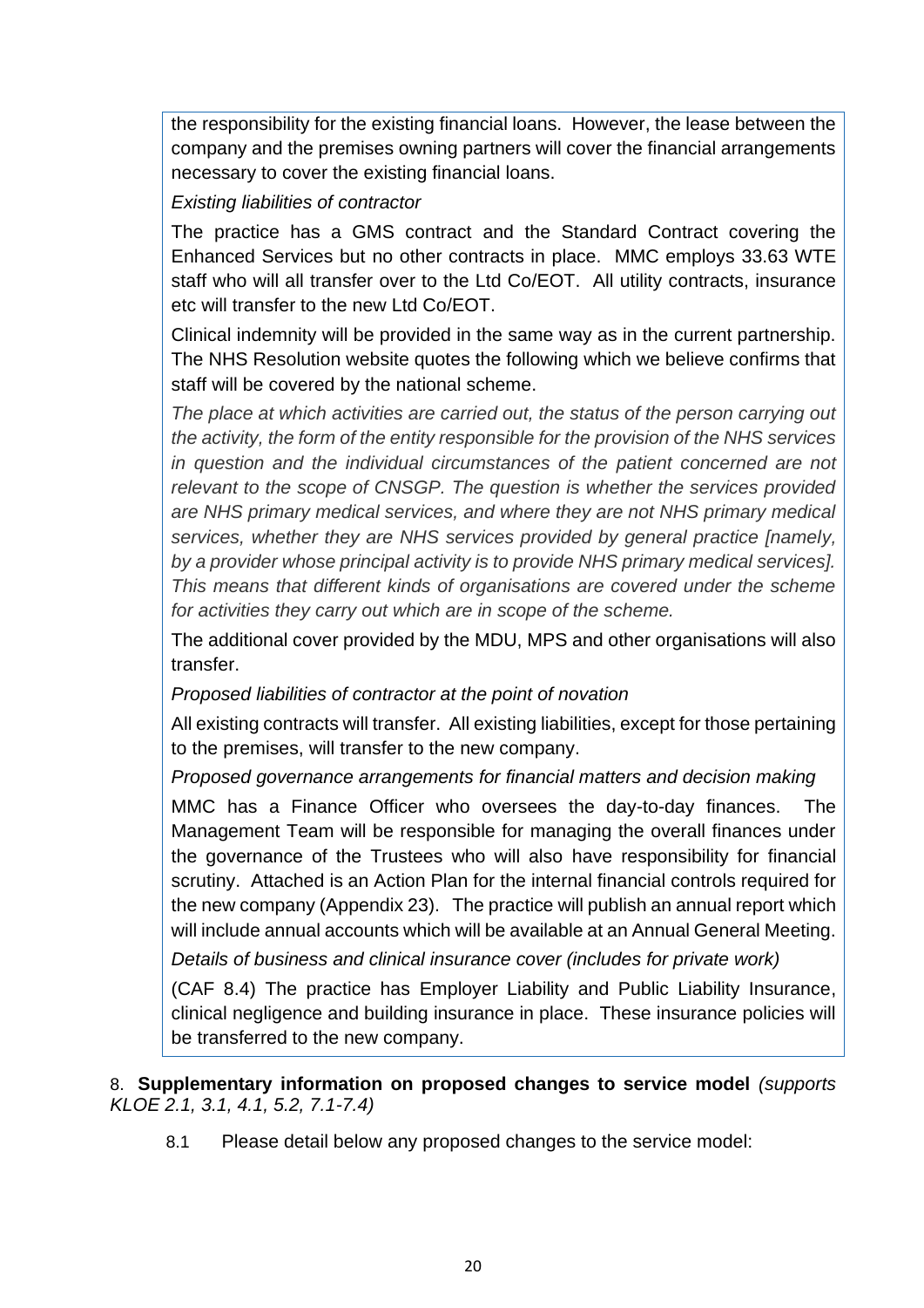the responsibility for the existing financial loans. However, the lease between the company and the premises owning partners will cover the financial arrangements necessary to cover the existing financial loans.

*Existing liabilities of contractor*

The practice has a GMS contract and the Standard Contract covering the Enhanced Services but no other contracts in place. MMC employs 33.63 WTE staff who will all transfer over to the Ltd Co/EOT. All utility contracts, insurance etc will transfer to the new Ltd Co/EOT.

Clinical indemnity will be provided in the same way as in the current partnership. The NHS Resolution website quotes the following which we believe confirms that staff will be covered by the national scheme.

*The place at which activities are carried out, the status of the person carrying out the activity, the form of the entity responsible for the provision of the NHS services in question and the individual circumstances of the patient concerned are not relevant to the scope of CNSGP. The question is whether the services provided are NHS primary medical services, and where they are not NHS primary medical services, whether they are NHS services provided by general practice [namely, by a provider whose principal activity is to provide NHS primary medical services]. This means that different kinds of organisations are covered under the scheme for activities they carry out which are in scope of the scheme.*

The additional cover provided by the MDU, MPS and other organisations will also transfer.

*Proposed liabilities of contractor at the point of novation*

All existing contracts will transfer. All existing liabilities, except for those pertaining to the premises, will transfer to the new company.

*Proposed governance arrangements for financial matters and decision making*

MMC has a Finance Officer who oversees the day-to-day finances. The Management Team will be responsible for managing the overall finances under the governance of the Trustees who will also have responsibility for financial scrutiny. Attached is an Action Plan for the internal financial controls required for the new company (Appendix 23). The practice will publish an annual report which will include annual accounts which will be available at an Annual General Meeting.

*Details of business and clinical insurance cover (includes for private work)*

(CAF 8.4) The practice has Employer Liability and Public Liability Insurance, clinical negligence and building insurance in place. These insurance policies will be transferred to the new company.

8. **Supplementary information on proposed changes to service model** *(supports KLOE 2.1, 3.1, 4.1, 5.2, 7.1-7.4)*

8.1 Please detail below any proposed changes to the service model: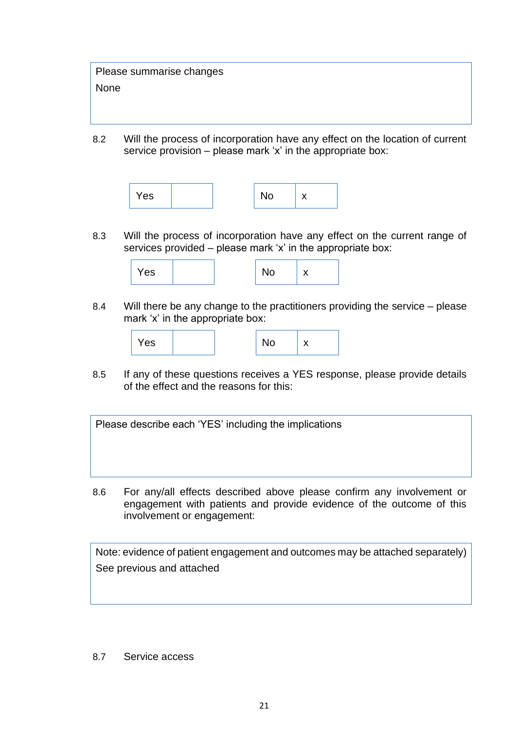| Please summarise changes |
| --- |
| None |

8.2 Will the process of incorporation have any effect on the location of current service provision – please mark 'x' in the appropriate box:

| Yes | | | No | x |
| --- | --- | --- | --- | --- |

8.3 Will the process of incorporation have any effect on the current range of services provided – please mark 'x' in the appropriate box:

| Yes | | | No | x |
| --- | --- | --- | --- | --- |

8.4 Will there be any change to the practitioners providing the service – please mark 'x' in the appropriate box:

| Yes | | | No | x |
| --- | --- | --- | --- | --- |

8.5 If any of these questions receives a YES response, please provide details of the effect and the reasons for this:

| Please describe each 'YES' including the implications |
| --- |
| |

8.6 For any/all effects described above please confirm any involvement or engagement with patients and provide evidence of the outcome of this involvement or engagement:

| Note: evidence of patient engagement and outcomes may be attached separately) |
| --- |
| See previous and attached |

8.7 Service access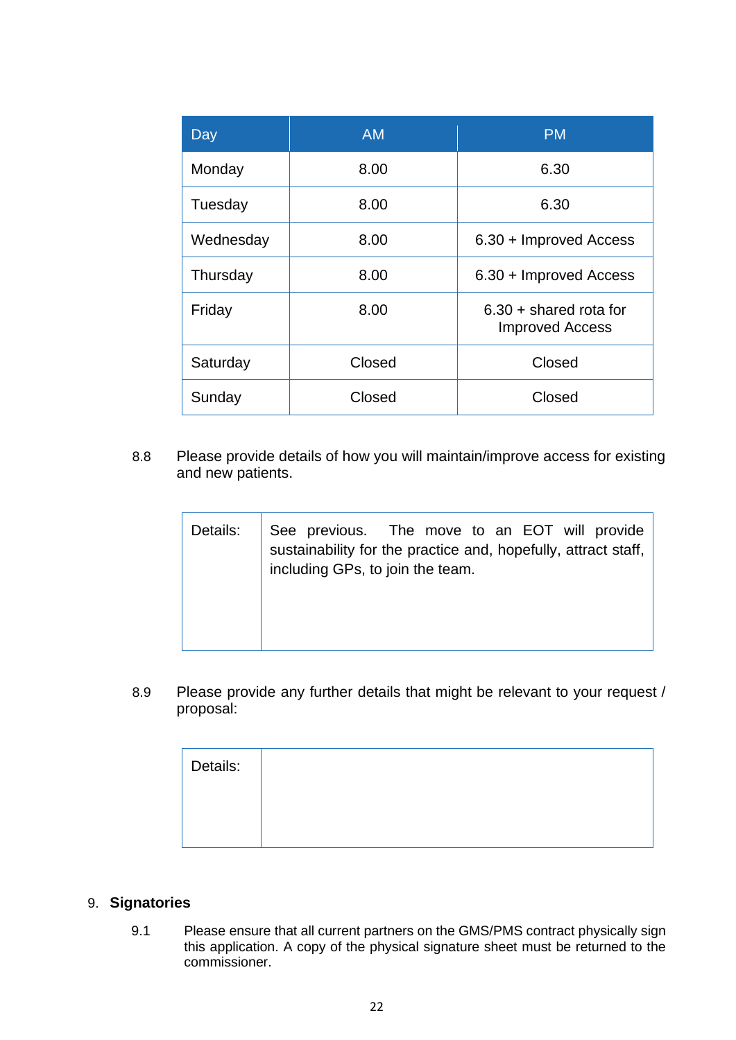| Day | AM | PM |
| --- | --- | --- |
| Monday | 8.00 | 6.30 |
| Tuesday | 8.00 | 6.30 |
| Wednesday | 8.00 | 6.30 + Improved Access |
| Thursday | 8.00 | 6.30 + Improved Access |
| Friday | 8.00 | 6.30 + shared rota for Improved Access |
| Saturday | Closed | Closed |
| Sunday | Closed | Closed |

8.8 Please provide details of how you will maintain/improve access for existing and new patients.

| Details: | See previous. The move to an EOT will provide sustainability for the practice and, hopefully, attract staff, including GPs, to join the team. |
| --- | --- |

8.9 Please provide any further details that might be relevant to your request / proposal:

| Details: | |
| --- | --- |

## 9. Signatories

9.1 Please ensure that all current partners on the GMS/PMS contract physically sign this application. A copy of the physical signature sheet must be returned to the commissioner.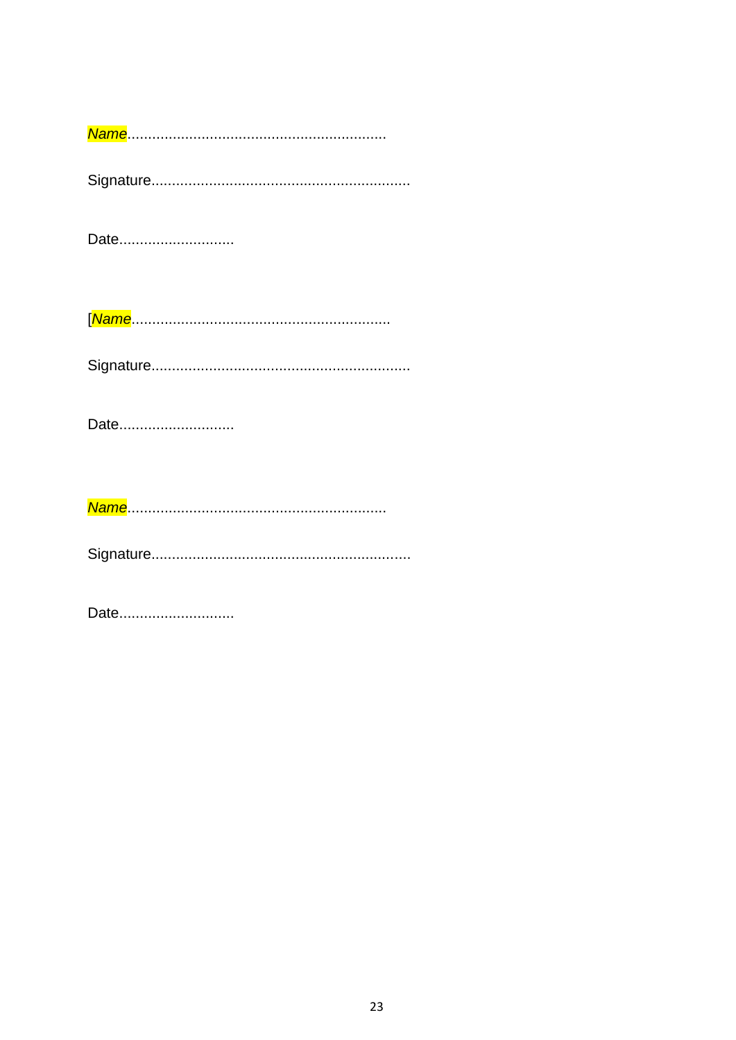*Name*...............................................................

Signature...............................................................

Date............................

[*Name*...............................................................

Signature...............................................................

Date............................

*Name*...............................................................

Signature...............................................................

Date............................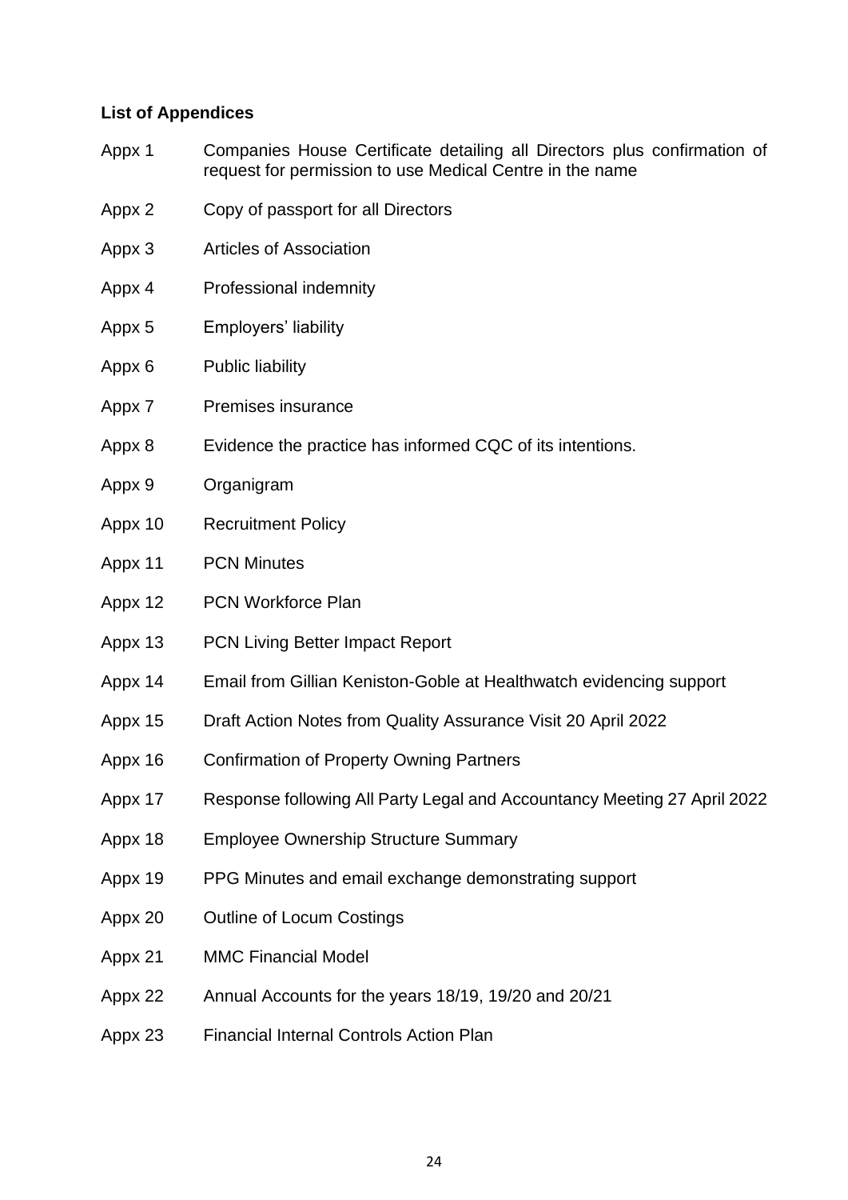**List of Appendices**

| | |
|---|---|
| Appx 1 | Companies House Certificate detailing all Directors plus confirmation of request for permission to use Medical Centre in the name |
| Appx 2 | Copy of passport for all Directors |
| Appx 3 | Articles of Association |
| Appx 4 | Professional indemnity |
| Appx 5 | Employers' liability |
| Appx 6 | Public liability |
| Appx 7 | Premises insurance |
| Appx 8 | Evidence the practice has informed CQC of its intentions. |
| Appx 9 | Organigram |
| Appx 10 | Recruitment Policy |
| Appx 11 | PCN Minutes |
| Appx 12 | PCN Workforce Plan |
| Appx 13 | PCN Living Better Impact Report |
| Appx 14 | Email from Gillian Keniston-Goble at Healthwatch evidencing support |
| Appx 15 | Draft Action Notes from Quality Assurance Visit 20 April 2022 |
| Appx 16 | Confirmation of Property Owning Partners |
| Appx 17 | Response following All Party Legal and Accountancy Meeting 27 April 2022 |
| Appx 18 | Employee Ownership Structure Summary |
| Appx 19 | PPG Minutes and email exchange demonstrating support |
| Appx 20 | Outline of Locum Costings |
| Appx 21 | MMC Financial Model |
| Appx 22 | Annual Accounts for the years 18/19, 19/20 and 20/21 |
| Appx 23 | Financial Internal Controls Action Plan |